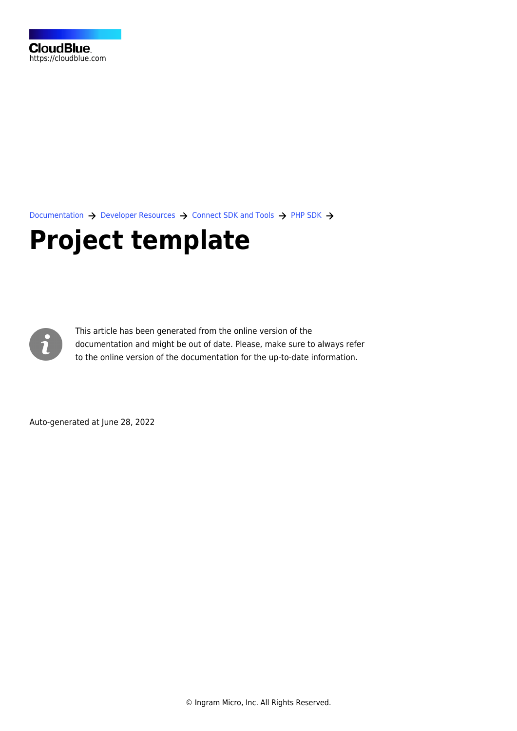CloudBlue
https://cloudblue.com

Documentation → Developer Resources → Connect SDK and Tools → PHP SDK →

# Project template

This article has been generated from the online version of the documentation and might be out of date. Please, make sure to always refer to the online version of the documentation for the up-to-date information.

Auto-generated at June 28, 2022

© Ingram Micro, Inc. All Rights Reserved.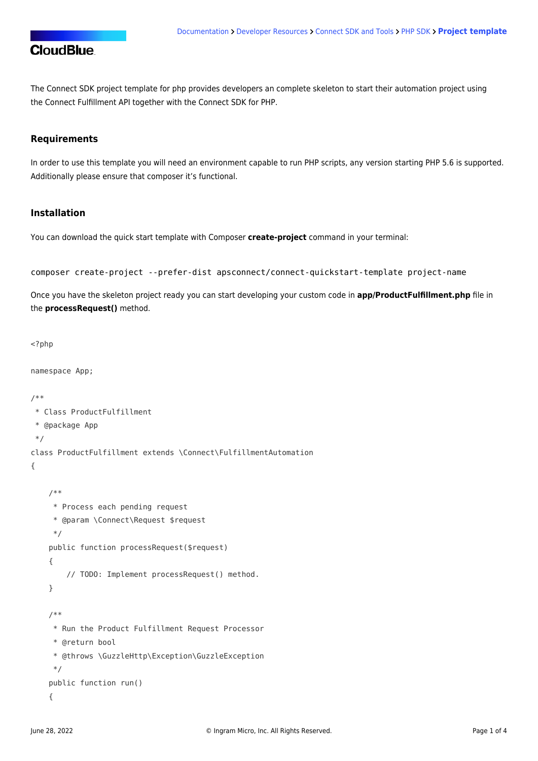The Connect SDK project template for php provides developers an complete skeleton to start their automation project using the Connect Fulfillment API together with the Connect SDK for PHP.

## Requirements

In order to use this template you will need an environment capable to run PHP scripts, any version starting PHP 5.6 is supported. Additionally please ensure that composer it's functional.

## Installation

You can download the quick start template with Composer **create-project** command in your terminal:

```
composer create-project --prefer-dist apsconnect/connect-quickstart-template project-name
```

Once you have the skeleton project ready you can start developing your custom code in **app/ProductFulfillment.php** file in the **processRequest()** method.

```
<?php

namespace App;

/**
 * Class ProductFulfillment
 * @package App
 */
class ProductFulfillment extends \Connect\FulfillmentAutomation
{

    /**
     * Process each pending request
     * @param \Connect\Request $request
     */
    public function processRequest($request)
    {
        // TODO: Implement processRequest() method.
    }

    /**
     * Run the Product Fulfillment Request Processor
     * @return bool
     * @throws \GuzzleHttp\Exception\GuzzleException
     */
    public function run()
    {
```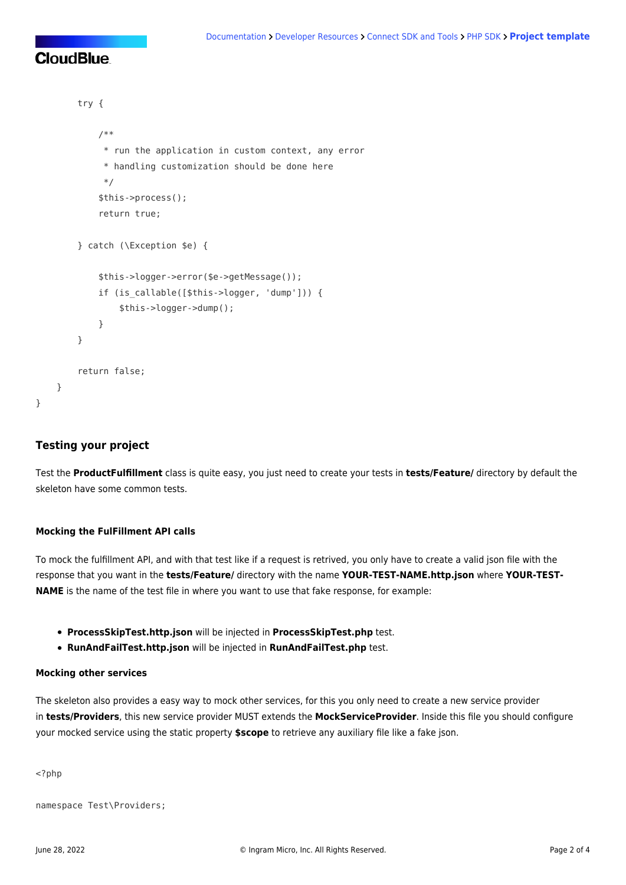```
        try {

            /**
             * run the application in custom context, any error
             * handling customization should be done here
             */
            $this->process();
            return true;

        } catch (\Exception $e) {

            $this->logger->error($e->getMessage());
            if (is_callable([$this->logger, 'dump'])) {
                $this->logger->dump();
            }
        }

        return false;
    }
}
```

### Testing your project

Test the **ProductFulfillment** class is quite easy, you just need to create your tests in **tests/Feature/** directory by default the skeleton have some common tests.

#### Mocking the FulFillment API calls

To mock the fulfillment API, and with that test like if a request is retrived, you only have to create a valid json file with the response that you want in the **tests/Feature/** directory with the name **YOUR-TEST-NAME.http.json** where **YOUR-TEST-NAME** is the name of the test file in where you want to use that fake response, for example:

- **ProcessSkipTest.http.json** will be injected in **ProcessSkipTest.php** test.
- **RunAndFailTest.http.json** will be injected in **RunAndFailTest.php** test.

#### Mocking other services

The skeleton also provides a easy way to mock other services, for this you only need to create a new service provider in **tests/Providers**, this new service provider MUST extends the **MockServiceProvider**. Inside this file you should configure your mocked service using the static property **$scope** to retrieve any auxiliary file like a fake json.

```
<?php

namespace Test\Providers;
```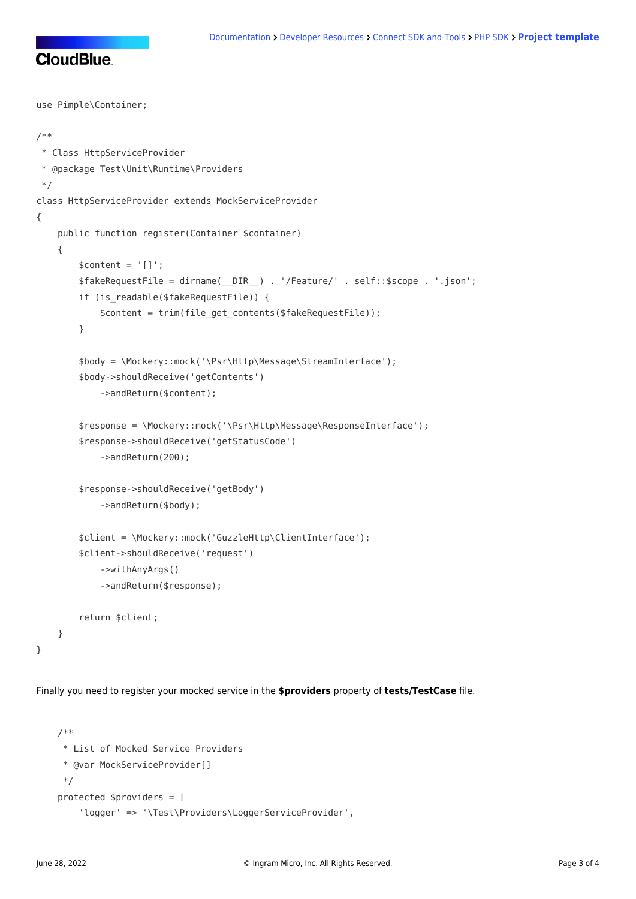```php
use Pimple\Container;

/**
 * Class HttpServiceProvider
 * @package Test\Unit\Runtime\Providers
 */
class HttpServiceProvider extends MockServiceProvider
{
    public function register(Container $container)
    {
        $content = '[]';
        $fakeRequestFile = dirname(__DIR__) . '/Feature/' . self::$scope . '.json';
        if (is_readable($fakeRequestFile)) {
            $content = trim(file_get_contents($fakeRequestFile));
        }

        $body = \Mockery::mock('\Psr\Http\Message\StreamInterface');
        $body->shouldReceive('getContents')
            ->andReturn($content);

        $response = \Mockery::mock('\Psr\Http\Message\ResponseInterface');
        $response->shouldReceive('getStatusCode')
            ->andReturn(200);

        $response->shouldReceive('getBody')
            ->andReturn($body);

        $client = \Mockery::mock('GuzzleHttp\ClientInterface');
        $client->shouldReceive('request')
            ->withAnyArgs()
            ->andReturn($response);

        return $client;
    }
}
```

Finally you need to register your mocked service in the **$providers** property of **tests/TestCase** file.

```php
    /**
     * List of Mocked Service Providers
     * @var MockServiceProvider[]
     */
    protected $providers = [
        'logger' => '\Test\Providers\LoggerServiceProvider',
```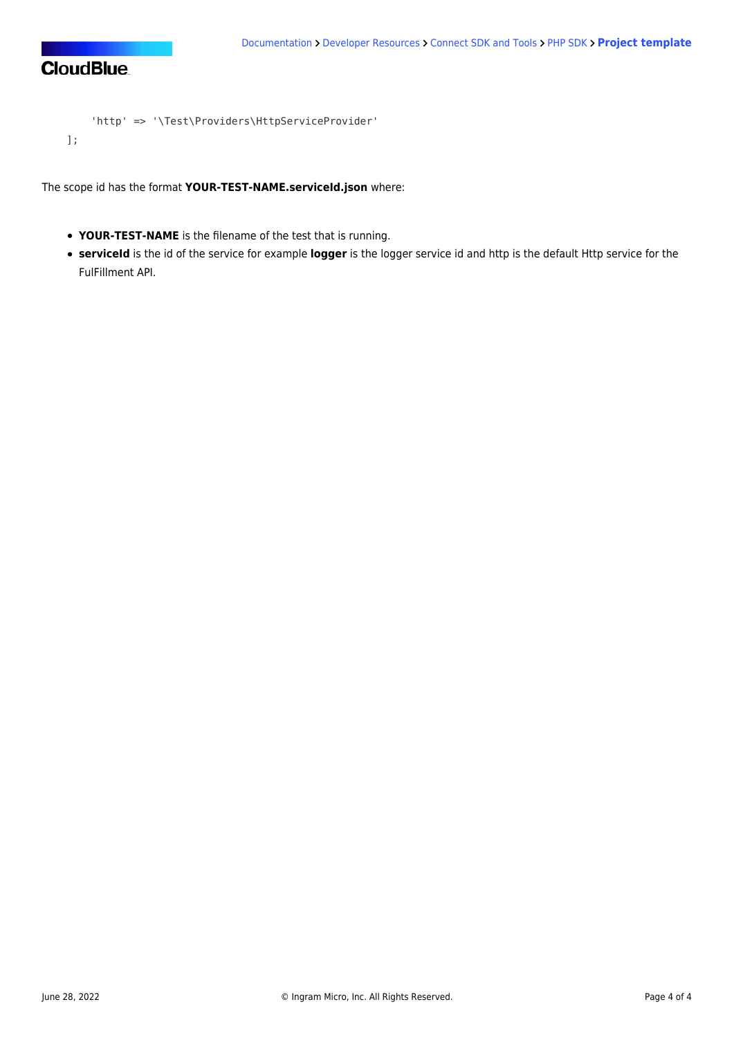```
    'http' => '\Test\Providers\HttpServiceProvider'
];
```

The scope id has the format **YOUR-TEST-NAME.serviceId.json** where:

- **YOUR-TEST-NAME** is the filename of the test that is running.
- **serviceId** is the id of the service for example **logger** is the logger service id and http is the default Http service for the FulFillment API.